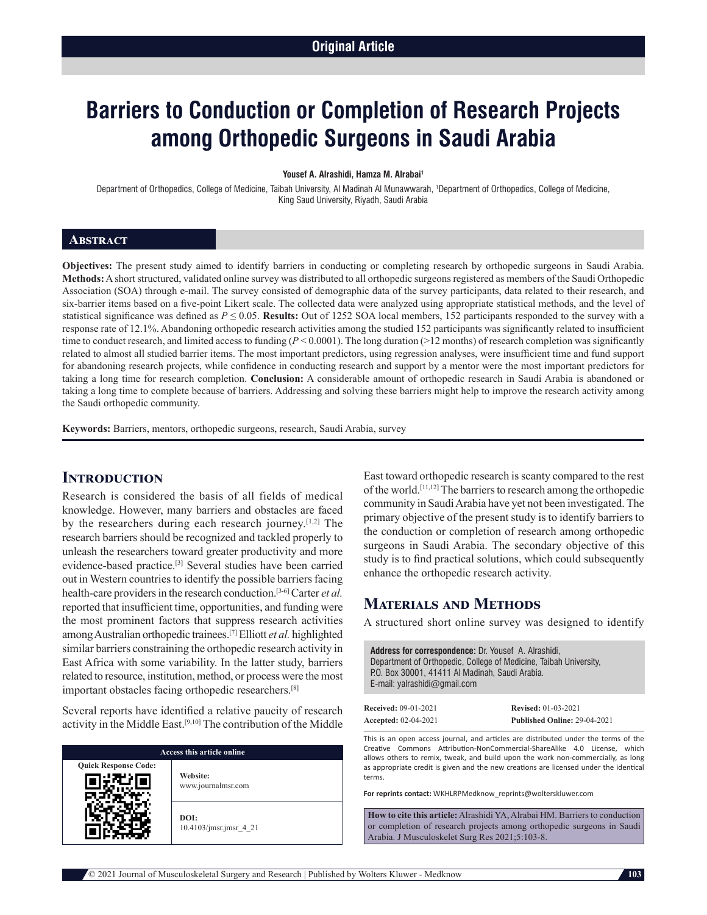Original Article

# Barriers to Conduction or Completion of Research Projects among Orthopedic Surgeons in Saudi Arabia

**Yousef A. Alrashidi, Hamza M. Alrabai[1]**

Department of Orthopedics, College of Medicine, Taibah University, Al Madinah Al Munawwarah, [1]Department of Orthopedics, College of Medicine, King Saud University, Riyadh, Saudi Arabia

## Abstract

**Objectives:** The present study aimed to identify barriers in conducting or completing research by orthopedic surgeons in Saudi Arabia. **Methods:** A short structured, validated online survey was distributed to all orthopedic surgeons registered as members of the Saudi Orthopedic Association (SOA) through e-mail. The survey consisted of demographic data of the survey participants, data related to their research, and six-barrier items based on a five-point Likert scale. The collected data were analyzed using appropriate statistical methods, and the level of statistical significance was defined as $P \leq 0.05$. **Results:** Out of 1252 SOA local members, 152 participants responded to the survey with a response rate of 12.1%. Abandoning orthopedic research activities among the studied 152 participants was significantly related to insufficient time to conduct research, and limited access to funding ($P < 0.0001$). The long duration (>12 months) of research completion was significantly related to almost all studied barrier items. The most important predictors, using regression analyses, were insufficient time and fund support for abandoning research projects, while confidence in conducting research and support by a mentor were the most important predictors for taking a long time for research completion. **Conclusion:** A considerable amount of orthopedic research in Saudi Arabia is abandoned or taking a long time to complete because of barriers. Addressing and solving these barriers might help to improve the research activity among the Saudi orthopedic community.

**Keywords:** Barriers, mentors, orthopedic surgeons, research, Saudi Arabia, survey

## Introduction

Research is considered the basis of all fields of medical knowledge. However, many barriers and obstacles are faced by the researchers during each research journey.[1,2] The research barriers should be recognized and tackled properly to unleash the researchers toward greater productivity and more evidence-based practice.[3] Several studies have been carried out in Western countries to identify the possible barriers facing health-care providers in the research conduction.[3-6] Carter *et al.* reported that insufficient time, opportunities, and funding were the most prominent factors that suppress research activities among Australian orthopedic trainees.[7] Elliott *et al.* highlighted similar barriers constraining the orthopedic research activity in East Africa with some variability. In the latter study, barriers related to resource, institution, method, or process were the most important obstacles facing orthopedic researchers.[8]

Several reports have identified a relative paucity of research activity in the Middle East.[9,10] The contribution of the Middle East toward orthopedic research is scanty compared to the rest of the world.[11,12] The barriers to research among the orthopedic community in Saudi Arabia have yet not been investigated. The primary objective of the present study is to identify barriers to the conduction or completion of research among orthopedic surgeons in Saudi Arabia. The secondary objective of this study is to find practical solutions, which could subsequently enhance the orthopedic research activity.

## Materials and Methods

A structured short online survey was designed to identify

**Address for correspondence:** Dr. Yousef A. Alrashidi, Department of Orthopedic, College of Medicine, Taibah University, P.O. Box 30001, 41411 Al Madinah, Saudi Arabia. E-mail: yalrashidi@gmail.com

**Received:** 09-01-2021 **Revised:** 01-03-2021 **Accepted:** 02-04-2021 **Published Online:** 29-04-2021

| Access this article online | |
|---|---|
| Quick Response Code: | **Website:** www.journalmsr.com |
| | **DOI:** 10.4103/jmsr.jmsr_4_21 |

This is an open access journal, and articles are distributed under the terms of the Creative Commons Attribution-NonCommercial-ShareAlike 4.0 License, which allows others to remix, tweak, and build upon the work non-commercially, as long as appropriate credit is given and the new creations are licensed under the identical terms.

**For reprints contact:** WKHLRPMedknow_reprints@wolterskluwer.com

**How to cite this article:** Alrashidi YA, Alrabai HM. Barriers to conduction or completion of research projects among orthopedic surgeons in Saudi Arabia. J Musculoskelet Surg Res 2021;5:103-8.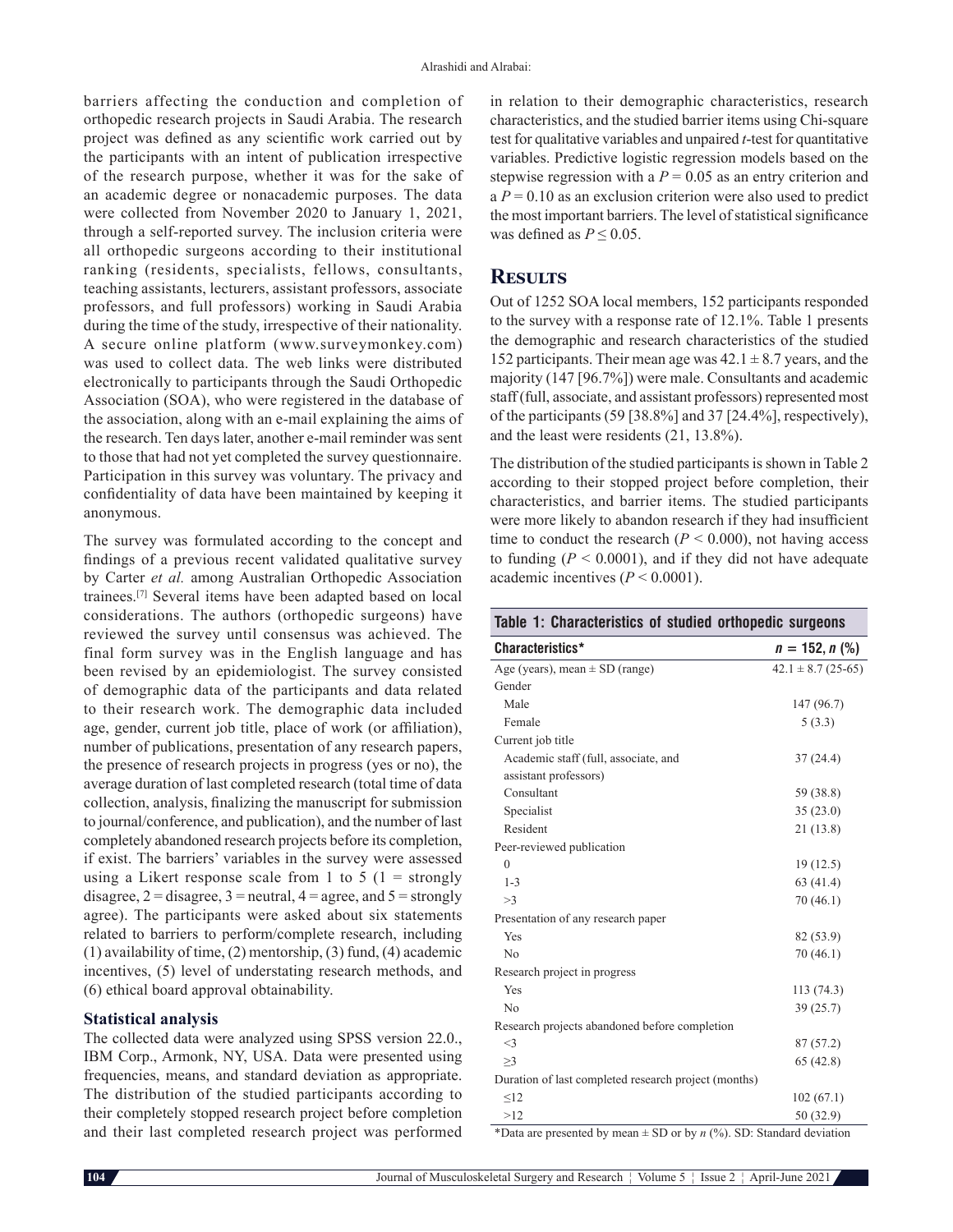barriers affecting the conduction and completion of orthopedic research projects in Saudi Arabia. The research project was defined as any scientific work carried out by the participants with an intent of publication irrespective of the research purpose, whether it was for the sake of an academic degree or nonacademic purposes. The data were collected from November 2020 to January 1, 2021, through a self-reported survey. The inclusion criteria were all orthopedic surgeons according to their institutional ranking (residents, specialists, fellows, consultants, teaching assistants, lecturers, assistant professors, associate professors, and full professors) working in Saudi Arabia during the time of the study, irrespective of their nationality. A secure online platform (www.surveymonkey.com) was used to collect data. The web links were distributed electronically to participants through the Saudi Orthopedic Association (SOA), who were registered in the database of the association, along with an e-mail explaining the aims of the research. Ten days later, another e-mail reminder was sent to those that had not yet completed the survey questionnaire. Participation in this survey was voluntary. The privacy and confidentiality of data have been maintained by keeping it anonymous.

The survey was formulated according to the concept and findings of a previous recent validated qualitative survey by Carter *et al.* among Australian Orthopedic Association trainees.[7] Several items have been adapted based on local considerations. The authors (orthopedic surgeons) have reviewed the survey until consensus was achieved. The final form survey was in the English language and has been revised by an epidemiologist. The survey consisted of demographic data of the participants and data related to their research work. The demographic data included age, gender, current job title, place of work (or affiliation), number of publications, presentation of any research papers, the presence of research projects in progress (yes or no), the average duration of last completed research (total time of data collection, analysis, finalizing the manuscript for submission to journal/conference, and publication), and the number of last completely abandoned research projects before its completion, if exist. The barriers' variables in the survey were assessed using a Likert response scale from 1 to 5 (1 = strongly disagree, 2 = disagree, 3 = neutral, 4 = agree, and 5 = strongly agree). The participants were asked about six statements related to barriers to perform/complete research, including (1) availability of time, (2) mentorship, (3) fund, (4) academic incentives, (5) level of understating research methods, and (6) ethical board approval obtainability.

### Statistical analysis

The collected data were analyzed using SPSS version 22.0., IBM Corp., Armonk, NY, USA. Data were presented using frequencies, means, and standard deviation as appropriate. The distribution of the studied participants according to their completely stopped research project before completion and their last completed research project was performed in relation to their demographic characteristics, research characteristics, and the studied barrier items using Chi-square test for qualitative variables and unpaired *t*-test for quantitative variables. Predictive logistic regression models based on the stepwise regression with a $P = 0.05$ as an entry criterion and a $P = 0.10$ as an exclusion criterion were also used to predict the most important barriers. The level of statistical significance was defined as $P \leq 0.05$.

## Results

Out of 1252 SOA local members, 152 participants responded to the survey with a response rate of 12.1%. Table 1 presents the demographic and research characteristics of the studied 152 participants. Their mean age was $42.1 \pm 8.7$ years, and the majority (147 [96.7%]) were male. Consultants and academic staff (full, associate, and assistant professors) represented most of the participants (59 [38.8%] and 37 [24.4%], respectively), and the least were residents (21, 13.8%).

The distribution of the studied participants is shown in Table 2 according to their stopped project before completion, their characteristics, and barrier items. The studied participants were more likely to abandon research if they had insufficient time to conduct the research ($P < 0.000$), not having access to funding ($P < 0.0001$), and if they did not have adequate academic incentives ($P < 0.0001$).

**Table 1: Characteristics of studied orthopedic surgeons**

| Characteristics* | $n = 152$, $n$ (%) |
|---|---|
| Age (years), mean ± SD (range) | 42.1 ± 8.7 (25-65) |
| Gender | |
| Male | 147 (96.7) |
| Female | 5 (3.3) |
| Current job title | |
| Academic staff (full, associate, and assistant professors) | 37 (24.4) |
| Consultant | 59 (38.8) |
| Specialist | 35 (23.0) |
| Resident | 21 (13.8) |
| Peer-reviewed publication | |
| 0 | 19 (12.5) |
| 1-3 | 63 (41.4) |
| >3 | 70 (46.1) |
| Presentation of any research paper | |
| Yes | 82 (53.9) |
| No | 70 (46.1) |
| Research project in progress | |
| Yes | 113 (74.3) |
| No | 39 (25.7) |
| Research projects abandoned before completion | |
| <3 | 87 (57.2) |
| ≥3 | 65 (42.8) |
| Duration of last completed research project (months) | |
| ≤12 | 102 (67.1) |
| >12 | 50 (32.9) |

*Data are presented by mean ± SD or by $n$ (%). SD: Standard deviation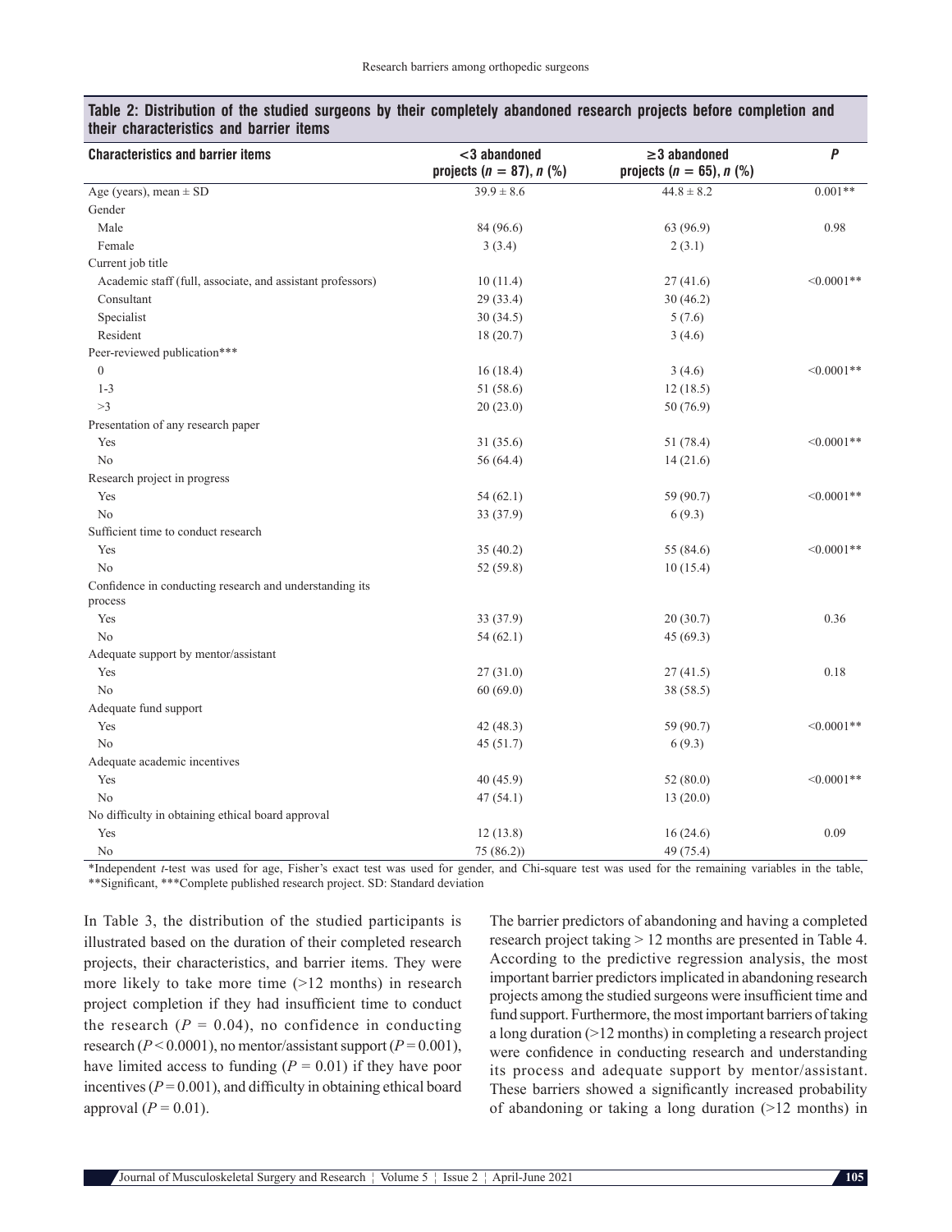**Table 2: Distribution of the studied surgeons by their completely abandoned research projects before completion and their characteristics and barrier items**

| Characteristics and barrier items | <3 abandoned projects ($n = 87$), $n$ (%) | ≥3 abandoned projects ($n = 65$), $n$ (%) | $P$ |
|---|---|---|---|
| Age (years), mean ± SD | 39.9 ± 8.6 | 44.8 ± 8.2 | 0.001** |
| Gender | | | |
| Male | 84 (96.6) | 63 (96.9) | 0.98 |
| Female | 3 (3.4) | 2 (3.1) | |
| Current job title | | | |
| Academic staff (full, associate, and assistant professors) | 10 (11.4) | 27 (41.6) | <0.0001** |
| Consultant | 29 (33.4) | 30 (46.2) | |
| Specialist | 30 (34.5) | 5 (7.6) | |
| Resident | 18 (20.7) | 3 (4.6) | |
| Peer-reviewed publication*** | | | |
| 0 | 16 (18.4) | 3 (4.6) | <0.0001** |
| 1-3 | 51 (58.6) | 12 (18.5) | |
| >3 | 20 (23.0) | 50 (76.9) | |
| Presentation of any research paper | | | |
| Yes | 31 (35.6) | 51 (78.4) | <0.0001** |
| No | 56 (64.4) | 14 (21.6) | |
| Research project in progress | | | |
| Yes | 54 (62.1) | 59 (90.7) | <0.0001** |
| No | 33 (37.9) | 6 (9.3) | |
| Sufficient time to conduct research | | | |
| Yes | 35 (40.2) | 55 (84.6) | <0.0001** |
| No | 52 (59.8) | 10 (15.4) | |
| Confidence in conducting research and understanding its process | | | |
| Yes | 33 (37.9) | 20 (30.7) | 0.36 |
| No | 54 (62.1) | 45 (69.3) | |
| Adequate support by mentor/assistant | | | |
| Yes | 27 (31.0) | 27 (41.5) | 0.18 |
| No | 60 (69.0) | 38 (58.5) | |
| Adequate fund support | | | |
| Yes | 42 (48.3) | 59 (90.7) | <0.0001** |
| No | 45 (51.7) | 6 (9.3) | |
| Adequate academic incentives | | | |
| Yes | 40 (45.9) | 52 (80.0) | <0.0001** |
| No | 47 (54.1) | 13 (20.0) | |
| No difficulty in obtaining ethical board approval | | | |
| Yes | 12 (13.8) | 16 (24.6) | 0.09 |
| No | 75 (86.2)) | 49 (75.4) | |

*Independent *t*-test was used for age, Fisher's exact test was used for gender, and Chi-square test was used for the remaining variables in the table, **Significant, ***Complete published research project. SD: Standard deviation

In Table 3, the distribution of the studied participants is illustrated based on the duration of their completed research projects, their characteristics, and barrier items. They were more likely to take more time (>12 months) in research project completion if they had insufficient time to conduct the research ($P = 0.04$), no confidence in conducting research ($P < 0.0001$), no mentor/assistant support ($P = 0.001$), have limited access to funding ($P = 0.01$) if they have poor incentives ($P = 0.001$), and difficulty in obtaining ethical board approval ($P = 0.01$).

The barrier predictors of abandoning and having a completed research project taking > 12 months are presented in Table 4. According to the predictive regression analysis, the most important barrier predictors implicated in abandoning research projects among the studied surgeons were insufficient time and fund support. Furthermore, the most important barriers of taking a long duration (>12 months) in completing a research project were confidence in conducting research and understanding its process and adequate support by mentor/assistant. These barriers showed a significantly increased probability of abandoning or taking a long duration (>12 months) in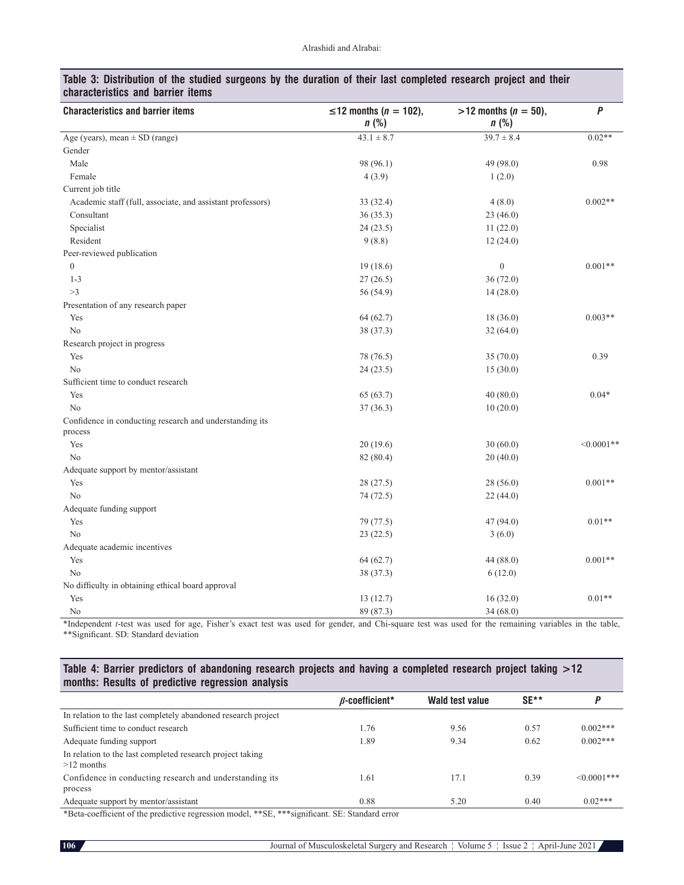**Table 3: Distribution of the studied surgeons by the duration of their last completed research project and their characteristics and barrier items**

| Characteristics and barrier items | ≤12 months ($n = 102$), $n$ (%) | >12 months ($n = 50$), $n$ (%) | $P$ |
|---|---|---|---|
| Age (years), mean ± SD (range) | 43.1 ± 8.7 | 39.7 ± 8.4 | 0.02** |
| Gender | | | |
| Male | 98 (96.1) | 49 (98.0) | 0.98 |
| Female | 4 (3.9) | 1 (2.0) | |
| Current job title | | | |
| Academic staff (full, associate, and assistant professors) | 33 (32.4) | 4 (8.0) | 0.002** |
| Consultant | 36 (35.3) | 23 (46.0) | |
| Specialist | 24 (23.5) | 11 (22.0) | |
| Resident | 9 (8.8) | 12 (24.0) | |
| Peer-reviewed publication | | | |
| 0 | 19 (18.6) | 0 | 0.001** |
| 1-3 | 27 (26.5) | 36 (72.0) | |
| >3 | 56 (54.9) | 14 (28.0) | |
| Presentation of any research paper | | | |
| Yes | 64 (62.7) | 18 (36.0) | 0.003** |
| No | 38 (37.3) | 32 (64.0) | |
| Research project in progress | | | |
| Yes | 78 (76.5) | 35 (70.0) | 0.39 |
| No | 24 (23.5) | 15 (30.0) | |
| Sufficient time to conduct research | | | |
| Yes | 65 (63.7) | 40 (80.0) | 0.04* |
| No | 37 (36.3) | 10 (20.0) | |
| Confidence in conducting research and understanding its process | | | |
| Yes | 20 (19.6) | 30 (60.0) | <0.0001** |
| No | 82 (80.4) | 20 (40.0) | |
| Adequate support by mentor/assistant | | | |
| Yes | 28 (27.5) | 28 (56.0) | 0.001** |
| No | 74 (72.5) | 22 (44.0) | |
| Adequate funding support | | | |
| Yes | 79 (77.5) | 47 (94.0) | 0.01** |
| No | 23 (22.5) | 3 (6.0) | |
| Adequate academic incentives | | | |
| Yes | 64 (62.7) | 44 (88.0) | 0.001** |
| No | 38 (37.3) | 6 (12.0) | |
| No difficulty in obtaining ethical board approval | | | |
| Yes | 13 (12.7) | 16 (32.0) | 0.01** |
| No | 89 (87.3) | 34 (68.0) | |

*Independent $t$-test was used for age, Fisher's exact test was used for gender, and Chi-square test was used for the remaining variables in the table, **Significant. SD: Standard deviation

**Table 4: Barrier predictors of abandoning research projects and having a completed research project taking >12 months: Results of predictive regression analysis**

| | $\beta$-coefficient* | Wald test value | SE** | $P$ |
|---|---|---|---|---|
| In relation to the last completely abandoned research project | | | | |
| Sufficient time to conduct research | 1.76 | 9.56 | 0.57 | 0.002*** |
| Adequate funding support | 1.89 | 9.34 | 0.62 | 0.002*** |
| In relation to the last completed research project taking >12 months | | | | |
| Confidence in conducting research and understanding its process | 1.61 | 17.1 | 0.39 | <0.0001*** |
| Adequate support by mentor/assistant | 0.88 | 5.20 | 0.40 | 0.02*** |

*Beta-coefficient of the predictive regression model, **SE, ***significant. SE: Standard error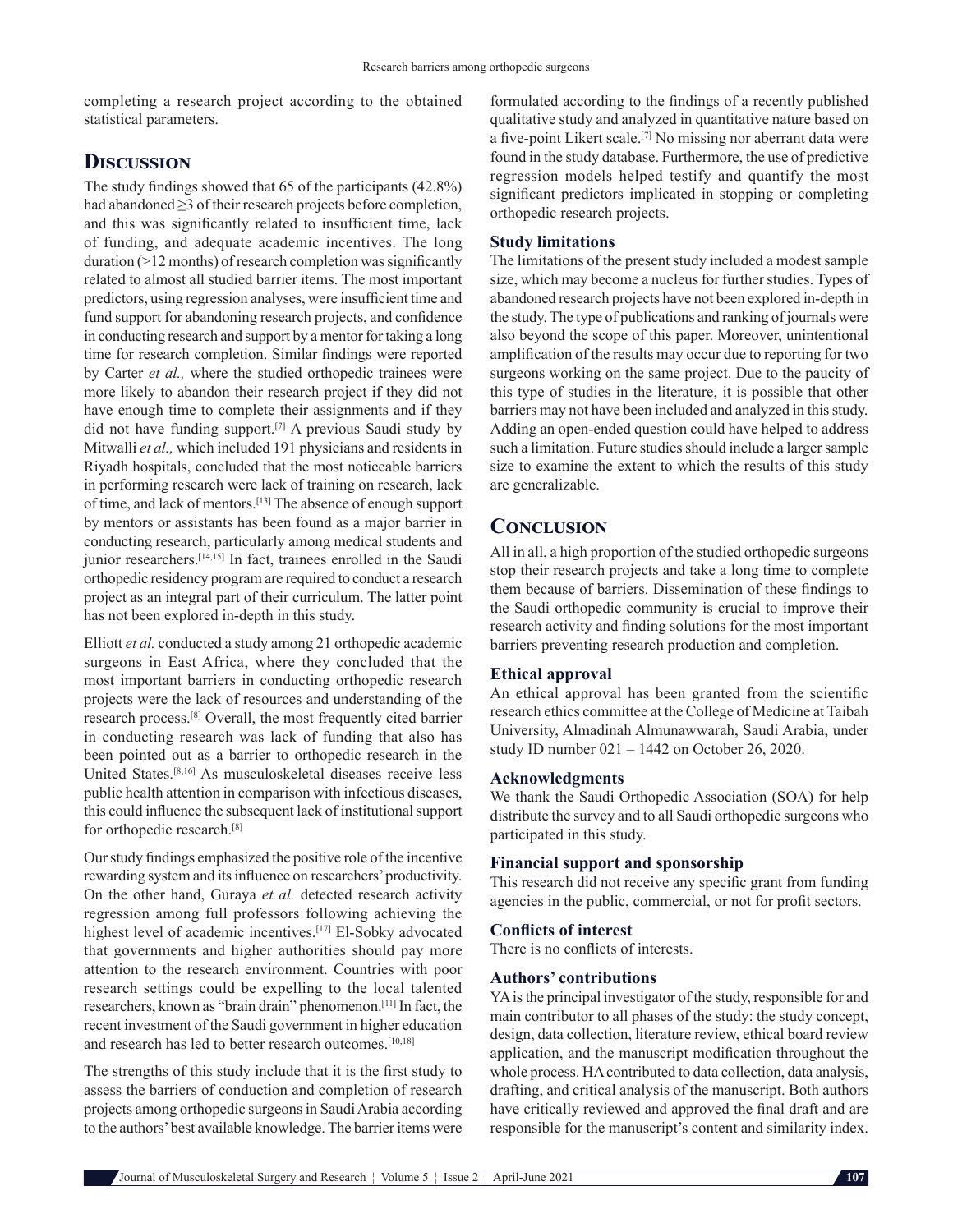completing a research project according to the obtained statistical parameters.

## Discussion

The study findings showed that 65 of the participants (42.8%) had abandoned ≥3 of their research projects before completion, and this was significantly related to insufficient time, lack of funding, and adequate academic incentives. The long duration (>12 months) of research completion was significantly related to almost all studied barrier items. The most important predictors, using regression analyses, were insufficient time and fund support for abandoning research projects, and confidence in conducting research and support by a mentor for taking a long time for research completion. Similar findings were reported by Carter *et al.,* where the studied orthopedic trainees were more likely to abandon their research project if they did not have enough time to complete their assignments and if they did not have funding support.[7] A previous Saudi study by Mitwalli *et al.,* which included 191 physicians and residents in Riyadh hospitals, concluded that the most noticeable barriers in performing research were lack of training on research, lack of time, and lack of mentors.[13] The absence of enough support by mentors or assistants has been found as a major barrier in conducting research, particularly among medical students and junior researchers.[14,15] In fact, trainees enrolled in the Saudi orthopedic residency program are required to conduct a research project as an integral part of their curriculum. The latter point has not been explored in-depth in this study.

Elliott *et al.* conducted a study among 21 orthopedic academic surgeons in East Africa, where they concluded that the most important barriers in conducting orthopedic research projects were the lack of resources and understanding of the research process.[8] Overall, the most frequently cited barrier in conducting research was lack of funding that also has been pointed out as a barrier to orthopedic research in the United States.[8,16] As musculoskeletal diseases receive less public health attention in comparison with infectious diseases, this could influence the subsequent lack of institutional support for orthopedic research.[8]

Our study findings emphasized the positive role of the incentive rewarding system and its influence on researchers' productivity. On the other hand, Guraya *et al.* detected research activity regression among full professors following achieving the highest level of academic incentives.[17] El-Sobky advocated that governments and higher authorities should pay more attention to the research environment. Countries with poor research settings could be expelling to the local talented researchers, known as "brain drain" phenomenon.[11] In fact, the recent investment of the Saudi government in higher education and research has led to better research outcomes.[10,18]

The strengths of this study include that it is the first study to assess the barriers of conduction and completion of research projects among orthopedic surgeons in Saudi Arabia according to the authors' best available knowledge. The barrier items were formulated according to the findings of a recently published qualitative study and analyzed in quantitative nature based on a five-point Likert scale.[7] No missing nor aberrant data were found in the study database. Furthermore, the use of predictive regression models helped testify and quantify the most significant predictors implicated in stopping or completing orthopedic research projects.

### Study limitations

The limitations of the present study included a modest sample size, which may become a nucleus for further studies. Types of abandoned research projects have not been explored in-depth in the study. The type of publications and ranking of journals were also beyond the scope of this paper. Moreover, unintentional amplification of the results may occur due to reporting for two surgeons working on the same project. Due to the paucity of this type of studies in the literature, it is possible that other barriers may not have been included and analyzed in this study. Adding an open-ended question could have helped to address such a limitation. Future studies should include a larger sample size to examine the extent to which the results of this study are generalizable.

## Conclusion

All in all, a high proportion of the studied orthopedic surgeons stop their research projects and take a long time to complete them because of barriers. Dissemination of these findings to the Saudi orthopedic community is crucial to improve their research activity and finding solutions for the most important barriers preventing research production and completion.

### Ethical approval

An ethical approval has been granted from the scientific research ethics committee at the College of Medicine at Taibah University, Almadinah Almunawwarah, Saudi Arabia, under study ID number 021 – 1442 on October 26, 2020.

### Acknowledgments

We thank the Saudi Orthopedic Association (SOA) for help distribute the survey and to all Saudi orthopedic surgeons who participated in this study.

### Financial support and sponsorship

This research did not receive any specific grant from funding agencies in the public, commercial, or not for profit sectors.

### Conflicts of interest

There is no conflicts of interests.

### Authors' contributions

YA is the principal investigator of the study, responsible for and main contributor to all phases of the study: the study concept, design, data collection, literature review, ethical board review application, and the manuscript modification throughout the whole process. HA contributed to data collection, data analysis, drafting, and critical analysis of the manuscript. Both authors have critically reviewed and approved the final draft and are responsible for the manuscript's content and similarity index.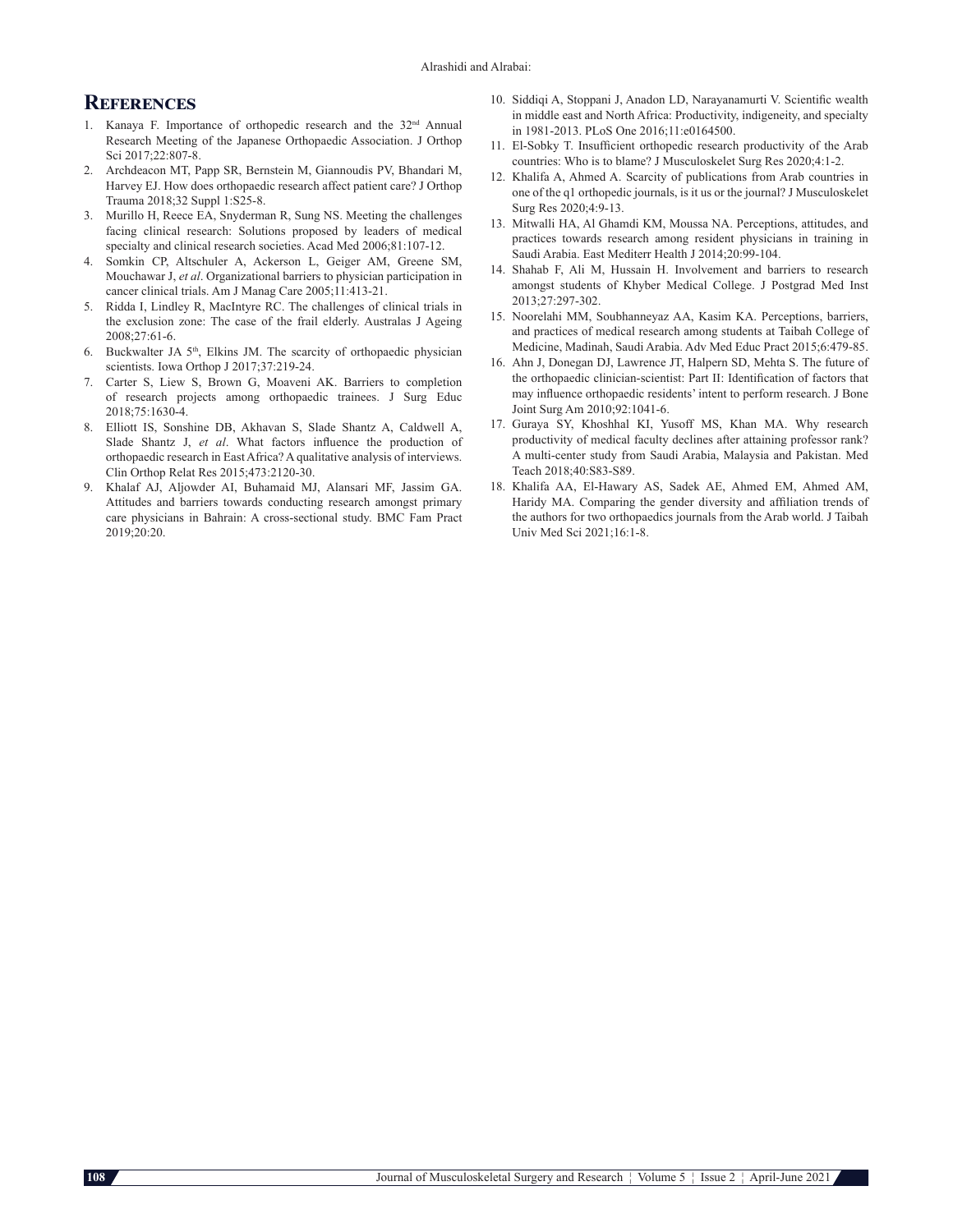## References

1. Kanaya F. Importance of orthopedic research and the 32nd Annual Research Meeting of the Japanese Orthopaedic Association. J Orthop Sci 2017;22:807-8.
2. Archdeacon MT, Papp SR, Bernstein M, Giannoudis PV, Bhandari M, Harvey EJ. How does orthopaedic research affect patient care? J Orthop Trauma 2018;32 Suppl 1:S25-8.
3. Murillo H, Reece EA, Snyderman R, Sung NS. Meeting the challenges facing clinical research: Solutions proposed by leaders of medical specialty and clinical research societies. Acad Med 2006;81:107-12.
4. Somkin CP, Altschuler A, Ackerson L, Geiger AM, Greene SM, Mouchawar J, *et al*. Organizational barriers to physician participation in cancer clinical trials. Am J Manag Care 2005;11:413-21.
5. Ridda I, Lindley R, MacIntyre RC. The challenges of clinical trials in the exclusion zone: The case of the frail elderly. Australas J Ageing 2008;27:61-6.
6. Buckwalter JA 5th, Elkins JM. The scarcity of orthopaedic physician scientists. Iowa Orthop J 2017;37:219-24.
7. Carter S, Liew S, Brown G, Moaveni AK. Barriers to completion of research projects among orthopaedic trainees. J Surg Educ 2018;75:1630-4.
8. Elliott IS, Sonshine DB, Akhavan S, Slade Shantz A, Caldwell A, Slade Shantz J, *et al*. What factors influence the production of orthopaedic research in East Africa? A qualitative analysis of interviews. Clin Orthop Relat Res 2015;473:2120-30.
9. Khalaf AJ, Aljowder AI, Buhamaid MJ, Alansari MF, Jassim GA. Attitudes and barriers towards conducting research amongst primary care physicians in Bahrain: A cross-sectional study. BMC Fam Pract 2019;20:20.
10. Siddiqi A, Stoppani J, Anadon LD, Narayanamurti V. Scientific wealth in middle east and North Africa: Productivity, indigeneity, and specialty in 1981-2013. PLoS One 2016;11:e0164500.
11. El-Sobky T. Insufficient orthopedic research productivity of the Arab countries: Who is to blame? J Musculoskelet Surg Res 2020;4:1-2.
12. Khalifa A, Ahmed A. Scarcity of publications from Arab countries in one of the q1 orthopedic journals, is it us or the journal? J Musculoskelet Surg Res 2020;4:9-13.
13. Mitwalli HA, Al Ghamdi KM, Moussa NA. Perceptions, attitudes, and practices towards research among resident physicians in training in Saudi Arabia. East Mediterr Health J 2014;20:99-104.
14. Shahab F, Ali M, Hussain H. Involvement and barriers to research amongst students of Khyber Medical College. J Postgrad Med Inst 2013;27:297-302.
15. Noorelahi MM, Soubhanneyaz AA, Kasim KA. Perceptions, barriers, and practices of medical research among students at Taibah College of Medicine, Madinah, Saudi Arabia. Adv Med Educ Pract 2015;6:479-85.
16. Ahn J, Donegan DJ, Lawrence JT, Halpern SD, Mehta S. The future of the orthopaedic clinician-scientist: Part II: Identification of factors that may influence orthopaedic residents' intent to perform research. J Bone Joint Surg Am 2010;92:1041-6.
17. Guraya SY, Khoshhal KI, Yusoff MS, Khan MA. Why research productivity of medical faculty declines after attaining professor rank? A multi-center study from Saudi Arabia, Malaysia and Pakistan. Med Teach 2018;40:S83-S89.
18. Khalifa AA, El-Hawary AS, Sadek AE, Ahmed EM, Ahmed AM, Haridy MA. Comparing the gender diversity and affiliation trends of the authors for two orthopaedics journals from the Arab world. J Taibah Univ Med Sci 2021;16:1-8.